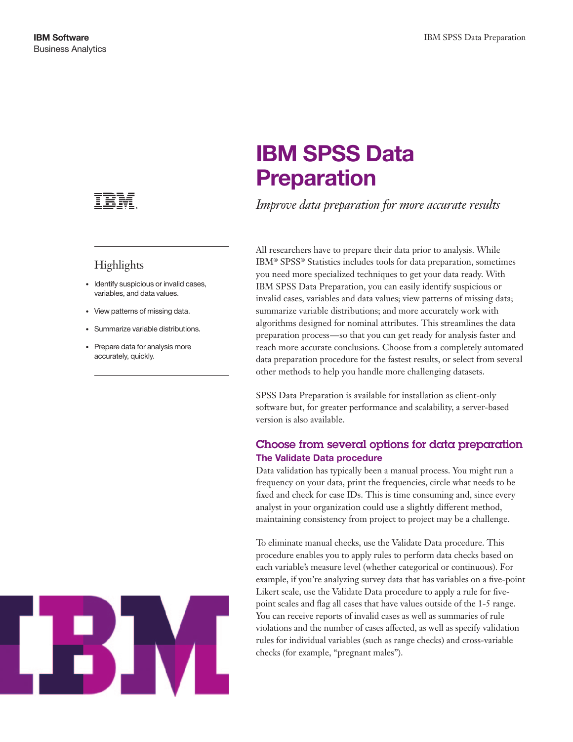IBM Software
Business Analytics

# IBM SPSS Data Preparation

*Improve data preparation for more accurate results*

## Highlights

- Identify suspicious or invalid cases, variables, and data values.
- View patterns of missing data.
- Summarize variable distributions.
- Prepare data for analysis more accurately, quickly.

All researchers have to prepare their data prior to analysis. While IBM® SPSS® Statistics includes tools for data preparation, sometimes you need more specialized techniques to get your data ready. With IBM SPSS Data Preparation, you can easily identify suspicious or invalid cases, variables and data values; view patterns of missing data; summarize variable distributions; and more accurately work with algorithms designed for nominal attributes. This streamlines the data preparation process—so that you can get ready for analysis faster and reach more accurate conclusions. Choose from a completely automated data preparation procedure for the fastest results, or select from several other methods to help you handle more challenging datasets.

SPSS Data Preparation is available for installation as client-only software but, for greater performance and scalability, a server-based version is also available.

## Choose from several options for data preparation

### The Validate Data procedure

Data validation has typically been a manual process. You might run a frequency on your data, print the frequencies, circle what needs to be fixed and check for case IDs. This is time consuming and, since every analyst in your organization could use a slightly different method, maintaining consistency from project to project may be a challenge.

To eliminate manual checks, use the Validate Data procedure. This procedure enables you to apply rules to perform data checks based on each variable's measure level (whether categorical or continuous). For example, if you're analyzing survey data that has variables on a five-point Likert scale, use the Validate Data procedure to apply a rule for five-point scales and flag all cases that have values outside of the 1-5 range. You can receive reports of invalid cases as well as summaries of rule violations and the number of cases affected, as well as specify validation rules for individual variables (such as range checks) and cross-variable checks (for example, "pregnant males").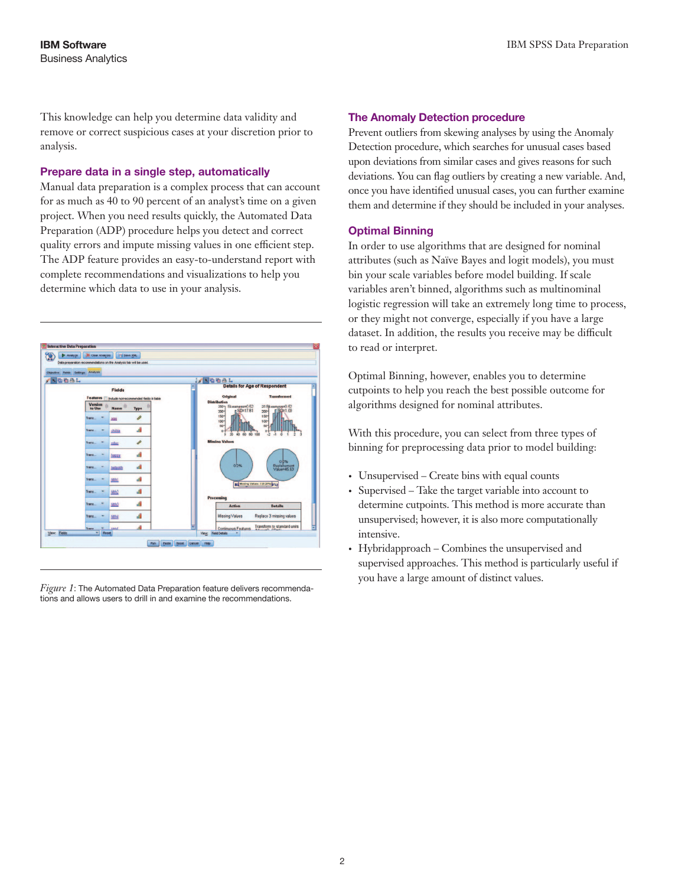This knowledge can help you determine data validity and remove or correct suspicious cases at your discretion prior to analysis.

### Prepare data in a single step, automatically

Manual data preparation is a complex process that can account for as much as 40 to 90 percent of an analyst's time on a given project. When you need results quickly, the Automated Data Preparation (ADP) procedure helps you detect and correct quality errors and impute missing values in one efficient step. The ADP feature provides an easy-to-understand report with complete recommendations and visualizations to help you determine which data to use in your analysis.

*Figure 1*: The Automated Data Preparation feature delivers recommendations and allows users to drill in and examine the recommendations.

### The Anomaly Detection procedure

Prevent outliers from skewing analyses by using the Anomaly Detection procedure, which searches for unusual cases based upon deviations from similar cases and gives reasons for such deviations. You can flag outliers by creating a new variable. And, once you have identified unusual cases, you can further examine them and determine if they should be included in your analyses.

### Optimal Binning

In order to use algorithms that are designed for nominal attributes (such as Naïve Bayes and logit models), you must bin your scale variables before model building. If scale variables aren't binned, algorithms such as multinominal logistic regression will take an extremely long time to process, or they might not converge, especially if you have a large dataset. In addition, the results you receive may be difficult to read or interpret.

Optimal Binning, however, enables you to determine cutpoints to help you reach the best possible outcome for algorithms designed for nominal attributes.

With this procedure, you can select from three types of binning for preprocessing data prior to model building:

- Unsupervised – Create bins with equal counts
- Supervised – Take the target variable into account to determine cutpoints. This method is more accurate than unsupervised; however, it is also more computationally intensive.
- Hybridapproach – Combines the unsupervised and supervised approaches. This method is particularly useful if you have a large amount of distinct values.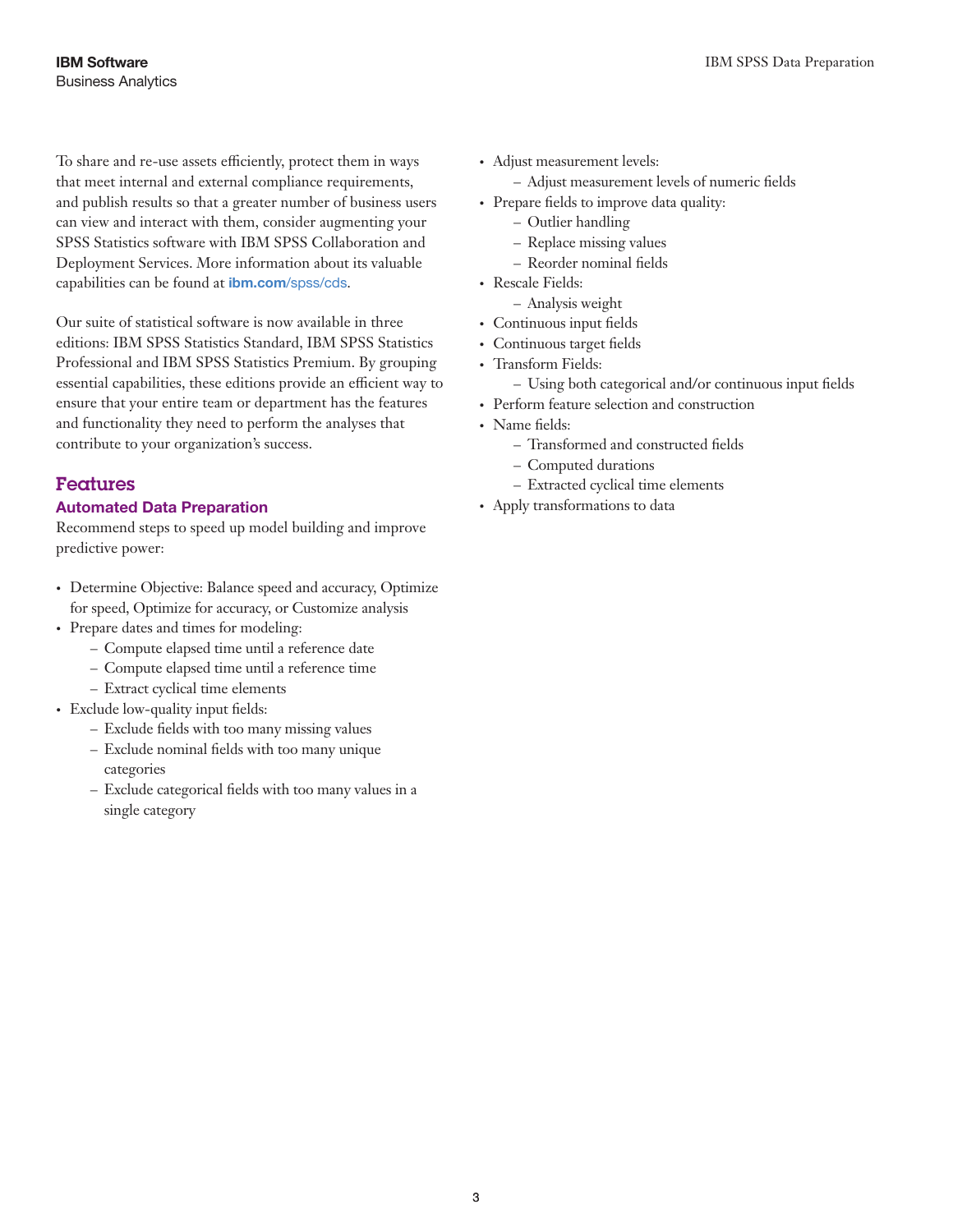To share and re-use assets efficiently, protect them in ways that meet internal and external compliance requirements, and publish results so that a greater number of business users can view and interact with them, consider augmenting your SPSS Statistics software with IBM SPSS Collaboration and Deployment Services. More information about its valuable capabilities can be found at **ibm.com**/spss/cds.

Our suite of statistical software is now available in three editions: IBM SPSS Statistics Standard, IBM SPSS Statistics Professional and IBM SPSS Statistics Premium. By grouping essential capabilities, these editions provide an efficient way to ensure that your entire team or department has the features and functionality they need to perform the analyses that contribute to your organization's success.

## Features

### Automated Data Preparation

Recommend steps to speed up model building and improve predictive power:

- Determine Objective: Balance speed and accuracy, Optimize for speed, Optimize for accuracy, or Customize analysis
- Prepare dates and times for modeling:
  - Compute elapsed time until a reference date
  - Compute elapsed time until a reference time
  - Extract cyclical time elements
- Exclude low-quality input fields:
  - Exclude fields with too many missing values
  - Exclude nominal fields with too many unique categories
  - Exclude categorical fields with too many values in a single category
- Adjust measurement levels:
  - Adjust measurement levels of numeric fields
- Prepare fields to improve data quality:
  - Outlier handling
  - Replace missing values
  - Reorder nominal fields
- Rescale Fields:
  - Analysis weight
- Continuous input fields
- Continuous target fields
- Transform Fields:
  - Using both categorical and/or continuous input fields
- Perform feature selection and construction
- Name fields:
  - Transformed and constructed fields
  - Computed durations
  - Extracted cyclical time elements
- Apply transformations to data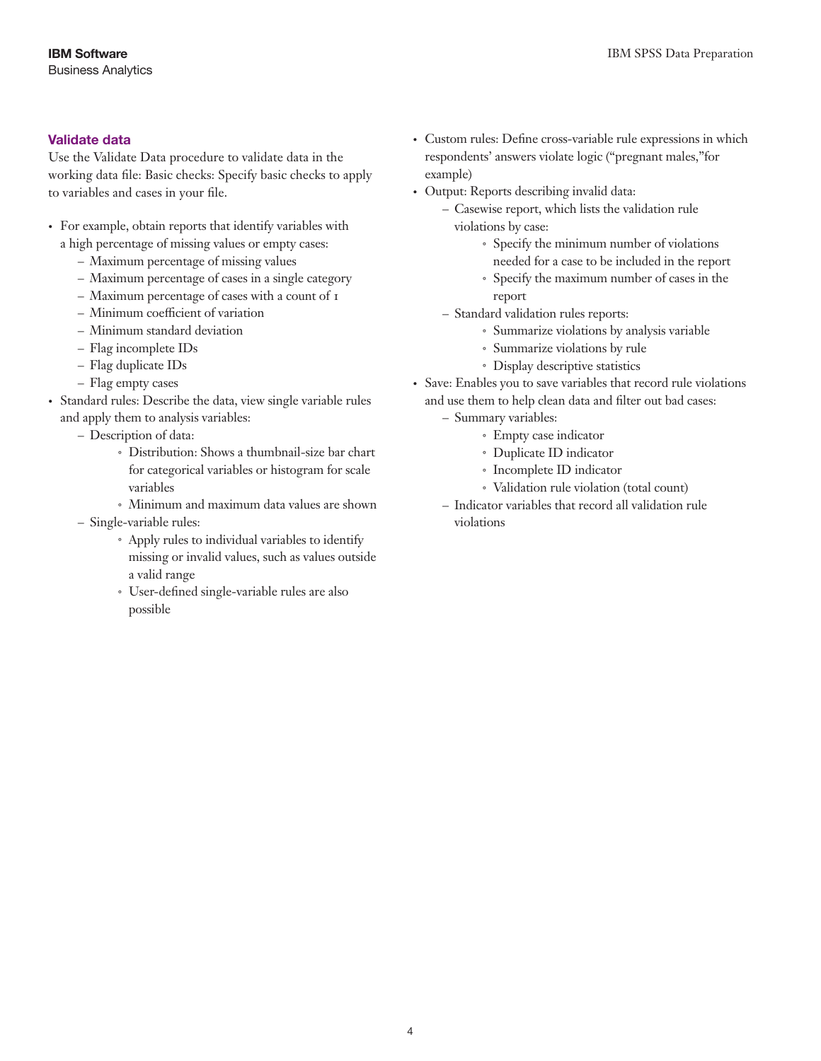## Validate data

Use the Validate Data procedure to validate data in the working data file: Basic checks: Specify basic checks to apply to variables and cases in your file.

- For example, obtain reports that identify variables with a high percentage of missing values or empty cases:
  - Maximum percentage of missing values
  - Maximum percentage of cases in a single category
  - Maximum percentage of cases with a count of 1
  - Minimum coefficient of variation
  - Minimum standard deviation
  - Flag incomplete IDs
  - Flag duplicate IDs
  - Flag empty cases
- Standard rules: Describe the data, view single variable rules and apply them to analysis variables:
  - Description of data:
    - Distribution: Shows a thumbnail-size bar chart for categorical variables or histogram for scale variables
    - Minimum and maximum data values are shown
  - Single-variable rules:
    - Apply rules to individual variables to identify missing or invalid values, such as values outside a valid range
    - User-defined single-variable rules are also possible
- Custom rules: Define cross-variable rule expressions in which respondents' answers violate logic ("pregnant males,"for example)
- Output: Reports describing invalid data:
  - Casewise report, which lists the validation rule violations by case:
    - Specify the minimum number of violations needed for a case to be included in the report
    - Specify the maximum number of cases in the report
  - Standard validation rules reports:
    - Summarize violations by analysis variable
    - Summarize violations by rule
    - Display descriptive statistics
- Save: Enables you to save variables that record rule violations and use them to help clean data and filter out bad cases:
  - Summary variables:
    - Empty case indicator
    - Duplicate ID indicator
    - Incomplete ID indicator
    - Validation rule violation (total count)
  - Indicator variables that record all validation rule violations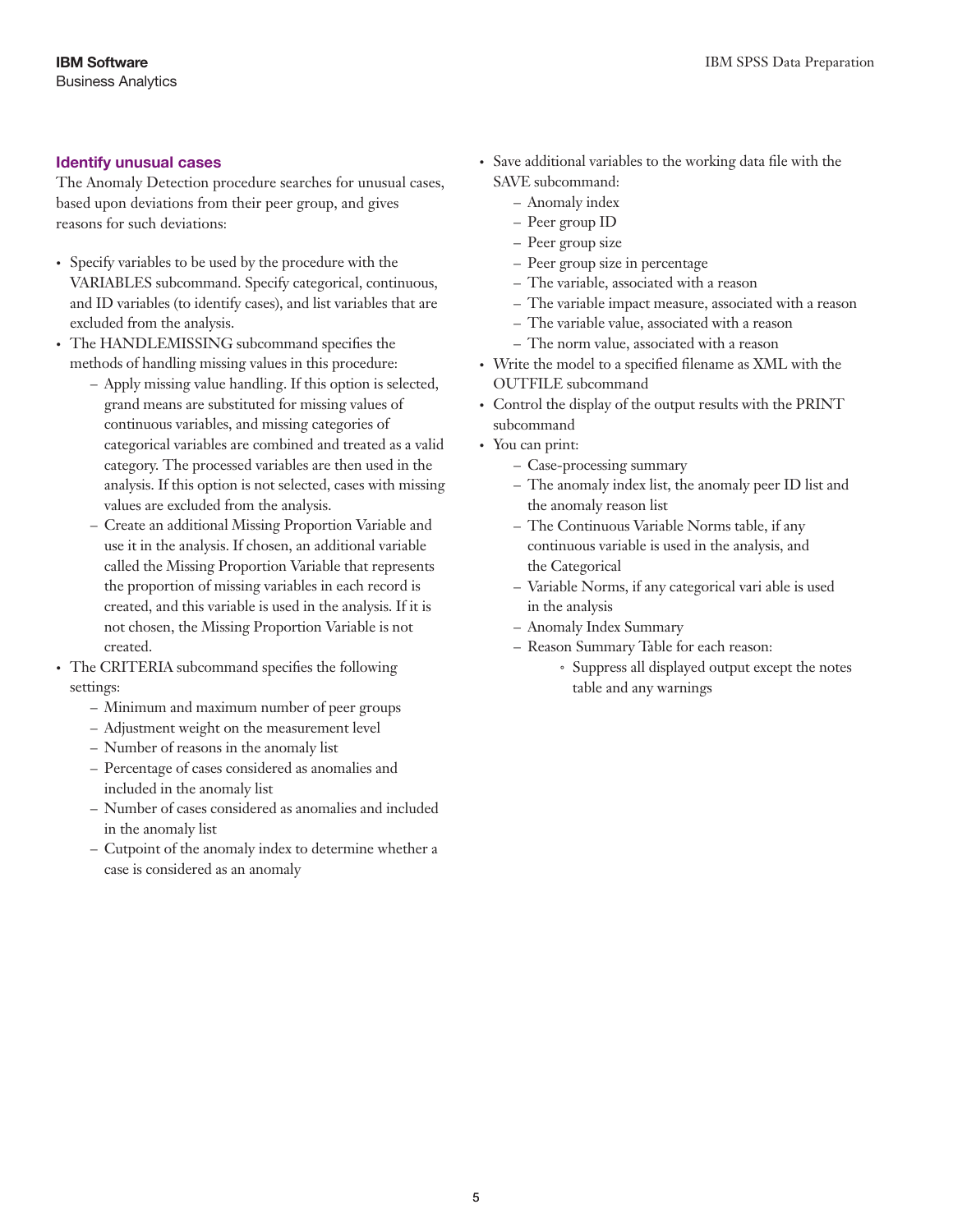## Identify unusual cases

The Anomaly Detection procedure searches for unusual cases, based upon deviations from their peer group, and gives reasons for such deviations:

- Specify variables to be used by the procedure with the VARIABLES subcommand. Specify categorical, continuous, and ID variables (to identify cases), and list variables that are excluded from the analysis.
- The HANDLEMISSING subcommand specifies the methods of handling missing values in this procedure:
  - Apply missing value handling. If this option is selected, grand means are substituted for missing values of continuous variables, and missing categories of categorical variables are combined and treated as a valid category. The processed variables are then used in the analysis. If this option is not selected, cases with missing values are excluded from the analysis.
  - Create an additional Missing Proportion Variable and use it in the analysis. If chosen, an additional variable called the Missing Proportion Variable that represents the proportion of missing variables in each record is created, and this variable is used in the analysis. If it is not chosen, the Missing Proportion Variable is not created.
- The CRITERIA subcommand specifies the following settings:
  - Minimum and maximum number of peer groups
  - Adjustment weight on the measurement level
  - Number of reasons in the anomaly list
  - Percentage of cases considered as anomalies and included in the anomaly list
  - Number of cases considered as anomalies and included in the anomaly list
  - Cutpoint of the anomaly index to determine whether a case is considered as an anomaly
- Save additional variables to the working data file with the SAVE subcommand:
  - Anomaly index
  - Peer group ID
  - Peer group size
  - Peer group size in percentage
  - The variable, associated with a reason
  - The variable impact measure, associated with a reason
  - The variable value, associated with a reason
  - The norm value, associated with a reason
- Write the model to a specified filename as XML with the OUTFILE subcommand
- Control the display of the output results with the PRINT subcommand
- You can print:
  - Case-processing summary
  - The anomaly index list, the anomaly peer ID list and the anomaly reason list
  - The Continuous Variable Norms table, if any continuous variable is used in the analysis, and the Categorical
  - Variable Norms, if any categorical vari able is used in the analysis
  - Anomaly Index Summary
  - Reason Summary Table for each reason:
    - Suppress all displayed output except the notes table and any warnings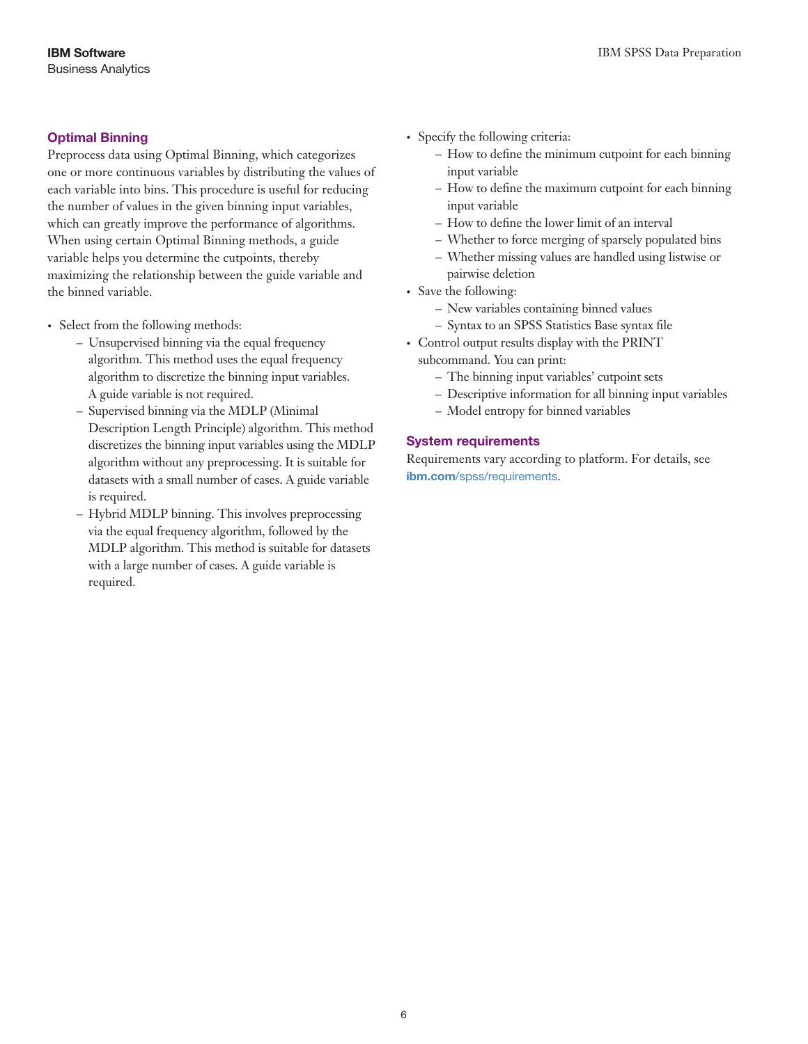## Optimal Binning

Preprocess data using Optimal Binning, which categorizes one or more continuous variables by distributing the values of each variable into bins. This procedure is useful for reducing the number of values in the given binning input variables, which can greatly improve the performance of algorithms. When using certain Optimal Binning methods, a guide variable helps you determine the cutpoints, thereby maximizing the relationship between the guide variable and the binned variable.

- Select from the following methods:
  - Unsupervised binning via the equal frequency algorithm. This method uses the equal frequency algorithm to discretize the binning input variables. A guide variable is not required.
  - Supervised binning via the MDLP (Minimal Description Length Principle) algorithm. This method discretizes the binning input variables using the MDLP algorithm without any preprocessing. It is suitable for datasets with a small number of cases. A guide variable is required.
  - Hybrid MDLP binning. This involves preprocessing via the equal frequency algorithm, followed by the MDLP algorithm. This method is suitable for datasets with a large number of cases. A guide variable is required.
- Specify the following criteria:
  - How to define the minimum cutpoint for each binning input variable
  - How to define the maximum cutpoint for each binning input variable
  - How to define the lower limit of an interval
  - Whether to force merging of sparsely populated bins
  - Whether missing values are handled using listwise or pairwise deletion
- Save the following:
  - New variables containing binned values
  - Syntax to an SPSS Statistics Base syntax file
- Control output results display with the PRINT subcommand. You can print:
  - The binning input variables' cutpoint sets
  - Descriptive information for all binning input variables
  - Model entropy for binned variables

## System requirements

Requirements vary according to platform. For details, see **ibm.com**/spss/requirements.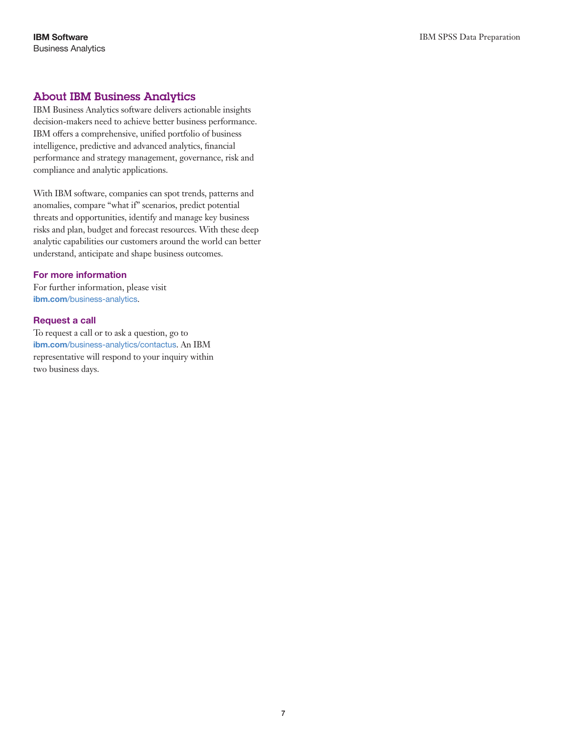## About IBM Business Analytics

IBM Business Analytics software delivers actionable insights decision-makers need to achieve better business performance. IBM offers a comprehensive, unified portfolio of business intelligence, predictive and advanced analytics, financial performance and strategy management, governance, risk and compliance and analytic applications.

With IBM software, companies can spot trends, patterns and anomalies, compare "what if" scenarios, predict potential threats and opportunities, identify and manage key business risks and plan, budget and forecast resources. With these deep analytic capabilities our customers around the world can better understand, anticipate and shape business outcomes.

### For more information

For further information, please visit **ibm.com**/business-analytics.

### Request a call

To request a call or to ask a question, go to **ibm.com**/business-analytics/contactus. An IBM representative will respond to your inquiry within two business days.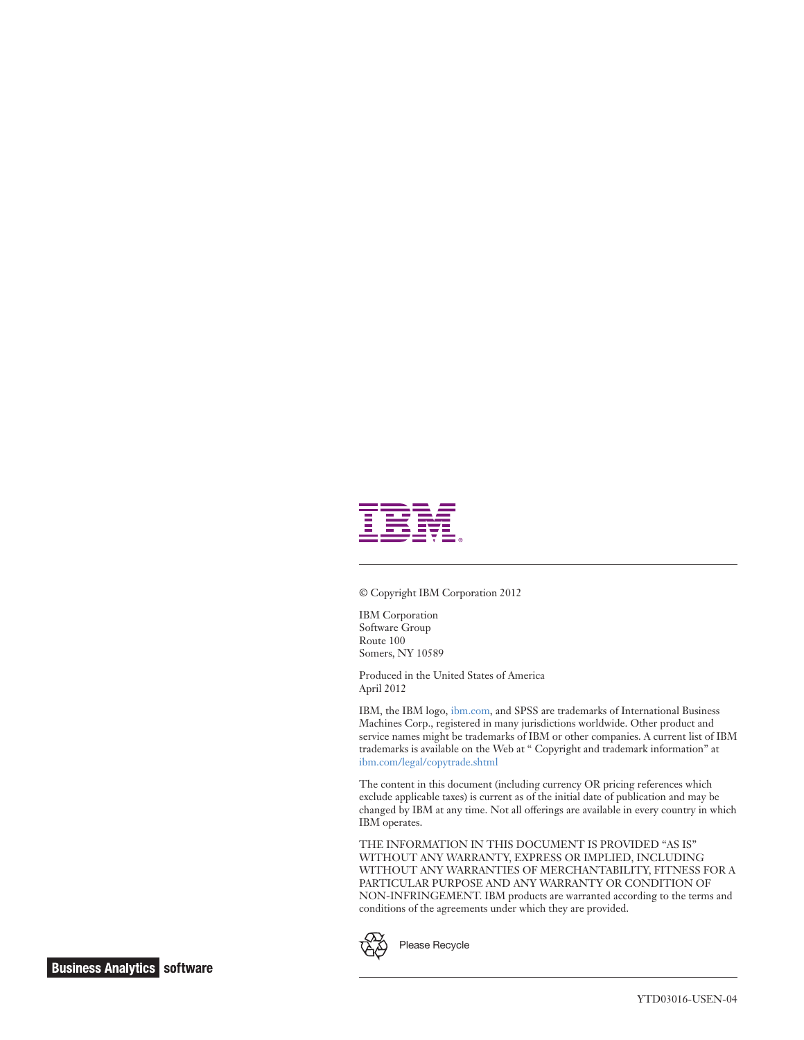© Copyright IBM Corporation 2012

IBM Corporation
Software Group
Route 100
Somers, NY 10589

Produced in the United States of America
April 2012

IBM, the IBM logo, ibm.com, and SPSS are trademarks of International Business Machines Corp., registered in many jurisdictions worldwide. Other product and service names might be trademarks of IBM or other companies. A current list of IBM trademarks is available on the Web at " Copyright and trademark information" at ibm.com/legal/copytrade.shtml

The content in this document (including currency OR pricing references which exclude applicable taxes) is current as of the initial date of publication and may be changed by IBM at any time. Not all offerings are available in every country in which IBM operates.

THE INFORMATION IN THIS DOCUMENT IS PROVIDED "AS IS" WITHOUT ANY WARRANTY, EXPRESS OR IMPLIED, INCLUDING WITHOUT ANY WARRANTIES OF MERCHANTABILITY, FITNESS FOR A PARTICULAR PURPOSE AND ANY WARRANTY OR CONDITION OF NON-INFRINGEMENT. IBM products are warranted according to the terms and conditions of the agreements under which they are provided.

Please Recycle

**Business Analytics** **software**

YTD03016-USEN-04